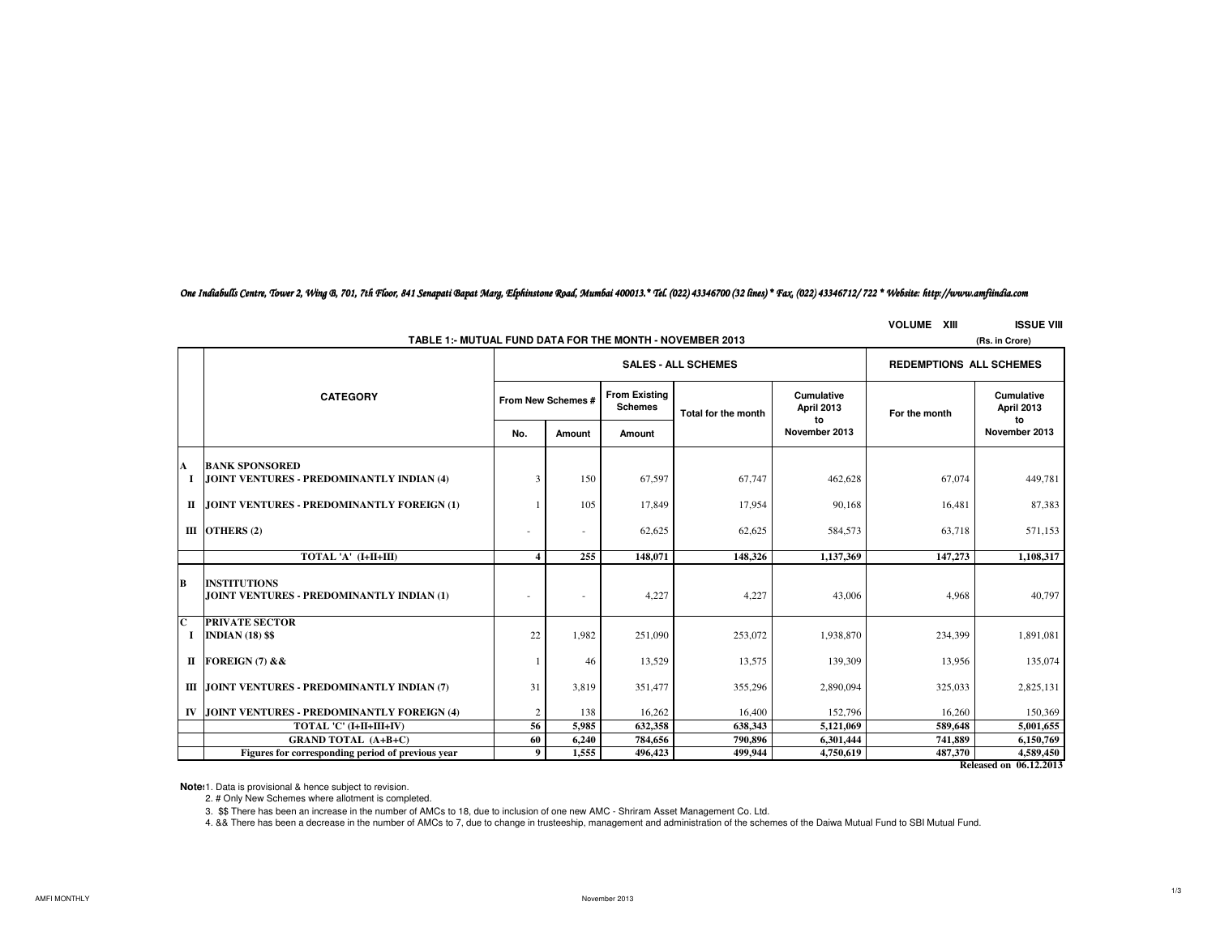*One Indiabulls Centre, Tower 2, Wing B, 701, 7th Floor, 841 Senapati Bapat Marg, Elphinstone Road, Mumbai 400013.* Tel. (022) 43346700 (32 lines) * Fax. (022) 43346712/ 722 * Website: http://www.amfiindia.com*

**VOLUME XIII** **ISSUE VIII**

## TABLE 1:- MUTUAL FUND DATA FOR THE MONTH - NOVEMBER 2013

(Rs. in Crore)

| | CATEGORY | SALES - ALL SCHEMES | | | | | REDEMPTIONS ALL SCHEMES | |
|---|---|---|---|---|---|---|---|---|
| | | From New Schemes # | | From Existing Schemes | Total for the month | Cumulative April 2013 to November 2013 | For the month | Cumulative April 2013 to November 2013 |
| | | No. | Amount | Amount | | | | |
| A | **BANK SPONSORED** | | | | | | | |
| I | **JOINT VENTURES - PREDOMINANTLY INDIAN (4)** | 3 | 150 | 67,597 | 67,747 | 462,628 | 67,074 | 449,781 |
| II | **JOINT VENTURES - PREDOMINANTLY FOREIGN (1)** | 1 | 105 | 17,849 | 17,954 | 90,168 | 16,481 | 87,383 |
| III | **OTHERS (2)** | - | - | 62,625 | 62,625 | 584,573 | 63,718 | 571,153 |
| | **TOTAL 'A' (I+II+III)** | **4** | **255** | **148,071** | **148,326** | **1,137,369** | **147,273** | **1,108,317** |
| B | **INSTITUTIONS** | | | | | | | |
| | **JOINT VENTURES - PREDOMINANTLY INDIAN (1)** | - | - | 4,227 | 4,227 | 43,006 | 4,968 | 40,797 |
| C | **PRIVATE SECTOR** | | | | | | | |
| I | **INDIAN (18) $$** | 22 | 1,982 | 251,090 | 253,072 | 1,938,870 | 234,399 | 1,891,081 |
| II | **FOREIGN (7) &&** | 1 | 46 | 13,529 | 13,575 | 139,309 | 13,956 | 135,074 |
| III | **JOINT VENTURES - PREDOMINANTLY INDIAN (7)** | 31 | 3,819 | 351,477 | 355,296 | 2,890,094 | 325,033 | 2,825,131 |
| IV | **JOINT VENTURES - PREDOMINANTLY FOREIGN (4)** | 2 | 138 | 16,262 | 16,400 | 152,796 | 16,260 | 150,369 |
| | **TOTAL 'C' (I+II+III+IV)** | **56** | **5,985** | **632,358** | **638,343** | **5,121,069** | **589,648** | **5,001,655** |
| | **GRAND TOTAL (A+B+C)** | **60** | **6,240** | **784,656** | **790,896** | **6,301,444** | **741,889** | **6,150,769** |
| | **Figures for corresponding period of previous year** | **9** | **1,555** | **496,423** | **499,944** | **4,750,619** | **487,370** | **4,589,450** |

**Released on 06.12.2013**

**Note:** 1. Data is provisional & hence subject to revision.

2. # Only New Schemes where allotment is completed.

3. $$ There has been an increase in the number of AMCs to 18, due to inclusion of one new AMC - Shriram Asset Management Co. Ltd.

4. && There has been a decrease in the number of AMCs to 7, due to change in trusteeship, management and administration of the schemes of the Daiwa Mutual Fund to SBI Mutual Fund.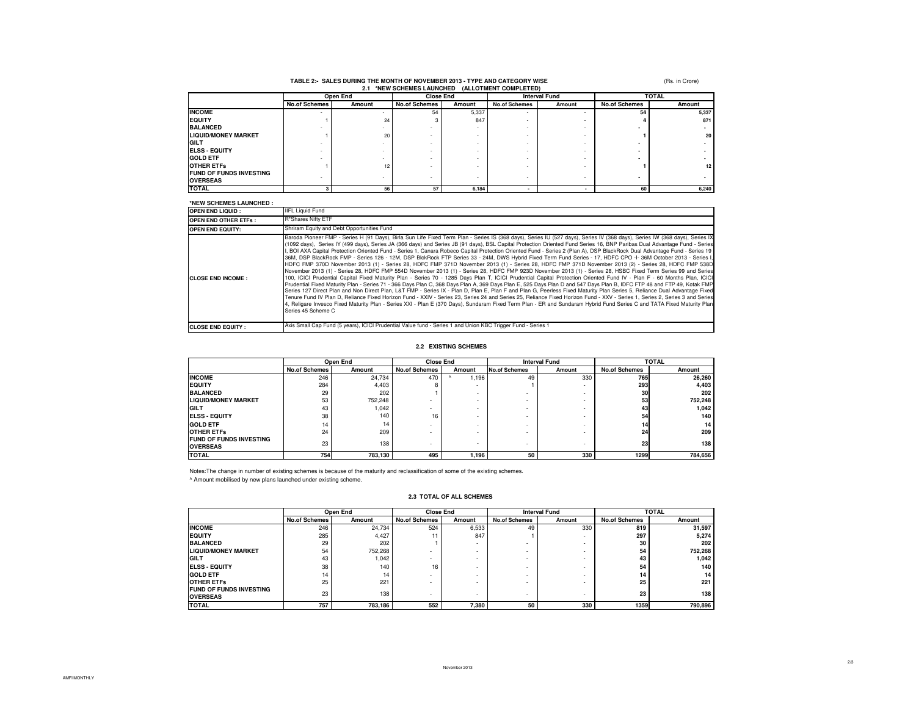## TABLE 2:- SALES DURING THE MONTH OF NOVEMBER 2013 - TYPE AND CATEGORY WISE

(Rs. in Crore)

### 2.1 *NEW SCHEMES LAUNCHED (ALLOTMENT COMPLETED)

| | Open End | | Close End | | Interval Fund | | TOTAL | |
|---|---|---|---|---|---|---|---|---|
| | No.of Schemes | Amount | No.of Schemes | Amount | No.of Schemes | Amount | No.of Schemes | Amount |
| **INCOME** | - | - | 54 | 5,337 | - | - | 54 | 5,337 |
| **EQUITY** | 1 | 24 | 3 | 847 | - | - | 4 | 871 |
| **BALANCED** | - | - | - | - | - | - | - | - |
| **LIQUID/MONEY MARKET** | 1 | 20 | - | - | - | - | 1 | 20 |
| **GILT** | - | - | - | - | - | - | - | - |
| **ELSS - EQUITY** | - | - | - | - | - | - | - | - |
| **GOLD ETF** | - | - | - | - | - | - | - | - |
| **OTHER ETFs** | 1 | 12 | - | - | - | - | 1 | 12 |
| **FUND OF FUNDS INVESTING OVERSEAS** | - | - | - | - | - | - | - | - |
| **TOTAL** | 3 | 56 | 57 | 6,184 | - | - | 60 | 6,240 |

**\*NEW SCHEMES LAUNCHED :**

| | |
|---|---|
| **OPEN END LIQUID :** | IIFL Liquid Fund |
| **OPEN END OTHER ETFs :** | R*Shares Nifty ETF |
| **OPEN END EQUITY:** | Shriram Equity and Debt Opportunities Fund |
| **CLOSE END INCOME :** | Baroda Pioneer FMP - Series H (91 Days), Birla Sun Life Fixed Term Plan - Series IS (368 days), Series IU (527 days), Series IV (368 days), Series IW (368 days), Series IX (1092 days), Series IY (499 days), Series JA (366 days) and Series JB (91 days), BSL Capital Protection Oriented Fund Series 16, BNP Paribas Dual Advantage Fund - Series I, BOI AXA Capital Protection Oriented Fund - Series 1, Canara Robeco Capital Protection Oriented Fund - Series 2 (Plan A), DSP BlackRock Dual Advantage Fund - Series 19 36M, DSP BlackRock FMP - Series 126 - 12M, DSP BlckRock FTP Series 33 - 24M, DWS Hybrid Fixed Term Fund Series - 17, HDFC CPO -I- 36M October 2013 - Series I, HDFC FMP 370D November 2013 (1) - Series 28, HDFC FMP 371D November 2013 (1) - Series 28, HDFC FMP 371D November 2013 (2) - Series 28, HDFC FMP 538D November 2013 (1) - Series 28, HDFC FMP 554D November 2013 (1) - Series 28, HDFC FMP 923D November 2013 (1) - Series 28, HSBC Fixed Term Series 99 and Series 100, ICICI Prudential Capital Fixed Maturity Plan - Series 70 - 1285 Days Plan T, ICICI Prudential Capital Protection Oriented Fund IV - Plan F - 60 Months Plan, ICICI Prudential Fixed Maturity Plan - Series 71 - 366 Days Plan C, 368 Days Plan A, 369 Days Plan E, 525 Days Plan D and 547 Days Plan B, IDFC FTP 48 and FTP 49, Kotak FMP Series 127 Direct Plan and Non Direct Plan, L&T FMP - Series IX - Plan D, Plan E, Plan F and Plan G, Peerless Fixed Maturity Plan Series 5, Reliance Dual Advantage Fixed Tenure Fund IV Plan D, Reliance Fixed Horizon Fund - XXIV - Series 23, Series 24 and Series 25, Reliance Fixed Horizon Fund - XXV - Series 1, Series 2, Series 3 and Series 4, Religare Invesco Fixed Maturity Plan - Series XXI - Plan E (370 Days), Sundaram Fixed Term Plan - ER and Sundaram Hybrid Fund Series C and TATA Fixed Maturity Plan Series 45 Scheme C |
| **CLOSE END EQUITY :** | Axis Small Cap Fund (5 years), ICICI Prudential Value fund - Series 1 and Union KBC Trigger Fund - Series 1 |

### 2.2 EXISTING SCHEMES

| | Open End | | Close End | | Interval Fund | | TOTAL | |
|---|---|---|---|---|---|---|---|---|
| | No.of Schemes | Amount | No.of Schemes | Amount | No.of Schemes | Amount | No.of Schemes | Amount |
| **INCOME** | 246 | 24,734 | 470 | ^ 1,196 | 49 | 330 | 765 | 26,260 |
| **EQUITY** | 284 | 4,403 | 8 | - | 1 | - | 293 | 4,403 |
| **BALANCED** | 29 | 202 | 1 | - | - | - | 30 | 202 |
| **LIQUID/MONEY MARKET** | 53 | 752,248 | - | - | - | - | 53 | 752,248 |
| **GILT** | 43 | 1,042 | - | - | - | - | 43 | 1,042 |
| **ELSS - EQUITY** | 38 | 140 | 16 | - | - | - | 54 | 140 |
| **GOLD ETF** | 14 | 14 | - | - | - | - | 14 | 14 |
| **OTHER ETFs** | 24 | 209 | - | - | - | - | 24 | 209 |
| **FUND OF FUNDS INVESTING OVERSEAS** | 23 | 138 | - | - | - | - | 23 | 138 |
| **TOTAL** | 754 | 783,130 | 495 | 1,196 | 50 | 330 | 1299 | 784,656 |

Notes:The change in number of existing schemes is because of the maturity and reclassification of some of the existing schemes.

^ Amount mobilised by new plans launched under existing scheme.

### 2.3 TOTAL OF ALL SCHEMES

| | Open End | | Close End | | Interval Fund | | TOTAL | |
|---|---|---|---|---|---|---|---|---|
| | No.of Schemes | Amount | No.of Schemes | Amount | No.of Schemes | Amount | No.of Schemes | Amount |
| **INCOME** | 246 | 24,734 | 524 | 6,533 | 49 | 330 | 819 | 31,597 |
| **EQUITY** | 285 | 4,427 | 11 | 847 | 1 | - | 297 | 5,274 |
| **BALANCED** | 29 | 202 | 1 | - | - | - | 30 | 202 |
| **LIQUID/MONEY MARKET** | 54 | 752,268 | - | - | - | - | 54 | 752,268 |
| **GILT** | 43 | 1,042 | - | - | - | - | 43 | 1,042 |
| **ELSS - EQUITY** | 38 | 140 | 16 | - | - | - | 54 | 140 |
| **GOLD ETF** | 14 | 14 | - | - | - | - | 14 | 14 |
| **OTHER ETFs** | 25 | 221 | - | - | - | - | 25 | 221 |
| **FUND OF FUNDS INVESTING OVERSEAS** | 23 | 138 | - | - | - | - | 23 | 138 |
| **TOTAL** | 757 | 783,186 | 552 | 7,380 | 50 | 330 | 1359 | 790,896 |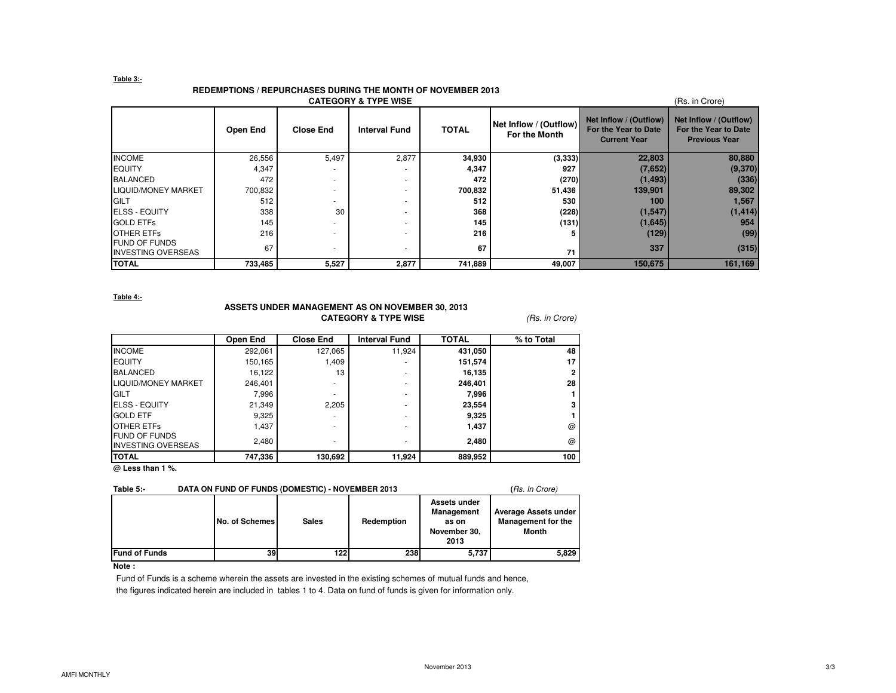**Table 3:-**

**REDEMPTIONS / REPURCHASES DURING THE MONTH OF NOVEMBER 2013**
**CATEGORY & TYPE WISE**

(Rs. in Crore)

| | Open End | Close End | Interval Fund | TOTAL | Net Inflow / (Outflow) For the Month | Net Inflow / (Outflow) For the Year to Date Current Year | Net Inflow / (Outflow) For the Year to Date Previous Year |
|---|---|---|---|---|---|---|---|
| INCOME | 26,556 | 5,497 | 2,877 | **34,930** | **(3,333)** | **22,803** | **80,880** |
| EQUITY | 4,347 | - | - | **4,347** | **927** | **(7,652)** | **(9,370)** |
| BALANCED | 472 | - | - | **472** | **(270)** | **(1,493)** | **(336)** |
| LIQUID/MONEY MARKET | 700,832 | - | - | **700,832** | **51,436** | **139,901** | **89,302** |
| GILT | 512 | - | - | **512** | **530** | **100** | **1,567** |
| ELSS - EQUITY | 338 | 30 | - | **368** | **(228)** | **(1,547)** | **(1,414)** |
| GOLD ETFs | 145 | - | - | **145** | **(131)** | **(1,645)** | **954** |
| OTHER ETFs | 216 | - | - | **216** | **5** | **(129)** | **(99)** |
| FUND OF FUNDS INVESTING OVERSEAS | 67 | - | - | **67** | **71** | **337** | **(315)** |
| **TOTAL** | **733,485** | **5,527** | **2,877** | **741,889** | **49,007** | **150,675** | **161,169** |

**Table 4:-**

**ASSETS UNDER MANAGEMENT AS ON NOVEMBER 30, 2013**
**CATEGORY & TYPE WISE**

*(Rs. in Crore)*

| | Open End | Close End | Interval Fund | TOTAL | % to Total |
|---|---|---|---|---|---|
| INCOME | 292,061 | 127,065 | 11,924 | **431,050** | **48** |
| EQUITY | 150,165 | 1,409 | - | **151,574** | **17** |
| BALANCED | 16,122 | 13 | - | **16,135** | **2** |
| LIQUID/MONEY MARKET | 246,401 | - | - | **246,401** | **28** |
| GILT | 7,996 | - | - | **7,996** | **1** |
| ELSS - EQUITY | 21,349 | 2,205 | - | **23,554** | **3** |
| GOLD ETF | 9,325 | - | - | **9,325** | **1** |
| OTHER ETFs | 1,437 | - | - | **1,437** | **@** |
| FUND OF FUNDS INVESTING OVERSEAS | 2,480 | - | - | **2,480** | **@** |
| **TOTAL** | **747,336** | **130,692** | **11,924** | **889,952** | **100** |

**@ Less than 1 %.**

**Table 5:- DATA ON FUND OF FUNDS (DOMESTIC) - NOVEMBER 2013**

**(***Rs. In Crore***)**

| | No. of Schemes | Sales | Redemption | Assets under Management as on November 30, 2013 | Average Assets under Management for the Month |
|---|---|---|---|---|---|
| **Fund of Funds** | **39** | **122** | **238** | **5,737** | **5,829** |

**Note :**

Fund of Funds is a scheme wherein the assets are invested in the existing schemes of mutual funds and hence, the figures indicated herein are included in tables 1 to 4. Data on fund of funds is given for information only.